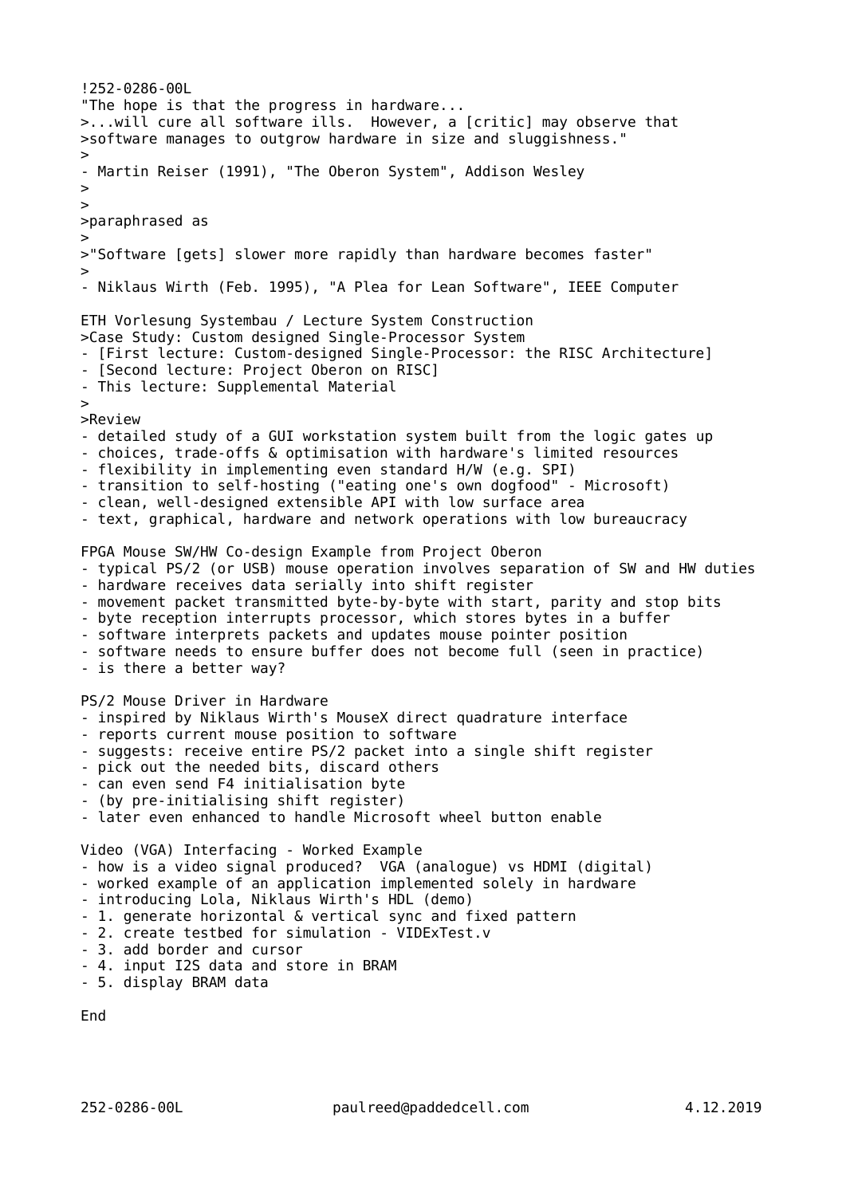!252-0286-00L

"The hope is that the progress in hardware...
>...will cure all software ills.  However, a [critic] may observe that
>software manages to outgrow hardware in size and sluggishness."
>
- Martin Reiser (1991), "The Oberon System", Addison Wesley
>
>
>paraphrased as
>
>"Software [gets] slower more rapidly than hardware becomes faster"
>
- Niklaus Wirth (Feb. 1995), "A Plea for Lean Software", IEEE Computer

ETH Vorlesung Systembau / Lecture System Construction
>Case Study: Custom designed Single-Processor System
- [First lecture: Custom-designed Single-Processor: the RISC Architecture]
- [Second lecture: Project Oberon on RISC]
- This lecture: Supplemental Material
>
>Review
- detailed study of a GUI workstation system built from the logic gates up
- choices, trade-offs & optimisation with hardware's limited resources
- flexibility in implementing even standard H/W (e.g. SPI)
- transition to self-hosting ("eating one's own dogfood" - Microsoft)
- clean, well-designed extensible API with low surface area
- text, graphical, hardware and network operations with low bureaucracy

FPGA Mouse SW/HW Co-design Example from Project Oberon
- typical PS/2 (or USB) mouse operation involves separation of SW and HW duties
- hardware receives data serially into shift register
- movement packet transmitted byte-by-byte with start, parity and stop bits
- byte reception interrupts processor, which stores bytes in a buffer
- software interprets packets and updates mouse pointer position
- software needs to ensure buffer does not become full (seen in practice)
- is there a better way?

PS/2 Mouse Driver in Hardware
- inspired by Niklaus Wirth's MouseX direct quadrature interface
- reports current mouse position to software
- suggests: receive entire PS/2 packet into a single shift register
- pick out the needed bits, discard others
- can even send F4 initialisation byte
- (by pre-initialising shift register)
- later even enhanced to handle Microsoft wheel button enable

Video (VGA) Interfacing - Worked Example
- how is a video signal produced?  VGA (analogue) vs HDMI (digital)
- worked example of an application implemented solely in hardware
- introducing Lola, Niklaus Wirth's HDL (demo)
- 1. generate horizontal & vertical sync and fixed pattern
- 2. create testbed for simulation - VIDExTest.v
- 3. add border and cursor
- 4. input I2S data and store in BRAM
- 5. display BRAM data

End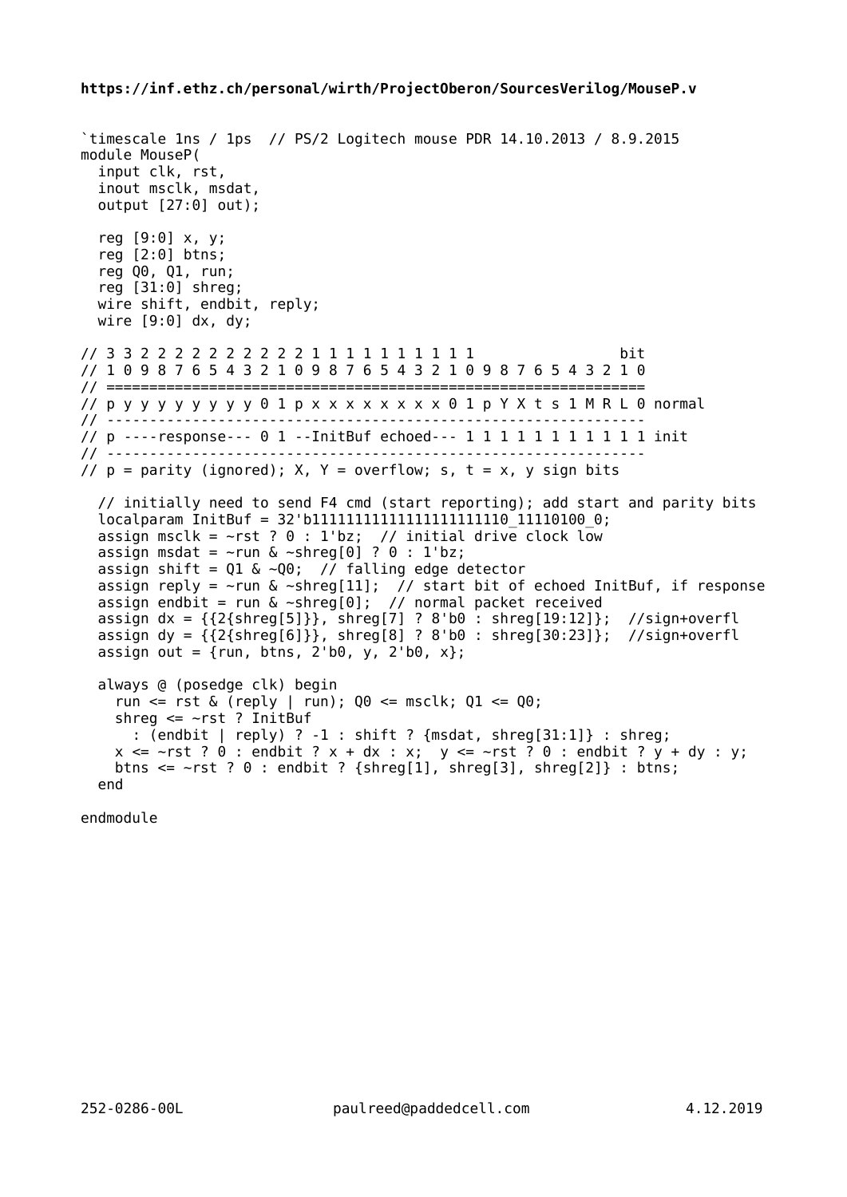**https://inf.ethz.ch/personal/wirth/ProjectOberon/SourcesVerilog/MouseP.v**

```
`timescale 1ns / 1ps  // PS/2 Logitech mouse PDR 14.10.2013 / 8.9.2015
module MouseP(
  input clk, rst,
  inout msclk, msdat,
  output [27:0] out);

  reg [9:0] x, y;
  reg [2:0] btns;
  reg Q0, Q1, run;
  reg [31:0] shreg;
  wire shift, endbit, reply;
  wire [9:0] dx, dy;

// 3 3 2 2 2 2 2 2 2 2 2 2 1 1 1 1 1 1 1 1 1 1                bit
// 1 0 9 8 7 6 5 4 3 2 1 0 9 8 7 6 5 4 3 2 1 0 9 8 7 6 5 4 3 2 1 0
// ===============================================================
// p y y y y y y y y 0 1 p x x x x x x x x 0 1 p Y X t s 1 M R L 0 normal
// ---------------------------------------------------------------
// p ----response--- 0 1 --InitBuf echoed--- 1 1 1 1 1 1 1 1 1 1 1 init
// ---------------------------------------------------------------
// p = parity (ignored); X, Y = overflow; s, t = x, y sign bits

  // initially need to send F4 cmd (start reporting); add start and parity bits
  localparam InitBuf = 32'b11111111111111111111110_11110100_0;
  assign msclk = ~rst ? 0 : 1'bz;  // initial drive clock low
  assign msdat = ~run & ~shreg[0] ? 0 : 1'bz;
  assign shift = Q1 & ~Q0;  // falling edge detector
  assign reply = ~run & ~shreg[11];  // start bit of echoed InitBuf, if response
  assign endbit = run & ~shreg[0];  // normal packet received
  assign dx = {{2{shreg[5]}}, shreg[7] ? 8'b0 : shreg[19:12]};  //sign+overfl
  assign dy = {{2{shreg[6]}}, shreg[8] ? 8'b0 : shreg[30:23]};  //sign+overfl
  assign out = {run, btns, 2'b0, y, 2'b0, x};

  always @ (posedge clk) begin
    run <= rst & (reply | run); Q0 <= msclk; Q1 <= Q0;
    shreg <= ~rst ? InitBuf
      : (endbit | reply) ? -1 : shift ? {msdat, shreg[31:1]} : shreg;
    x <= ~rst ? 0 : endbit ? x + dx : x;  y <= ~rst ? 0 : endbit ? y + dy : y;
    btns <= ~rst ? 0 : endbit ? {shreg[1], shreg[3], shreg[2]} : btns;
  end

endmodule
```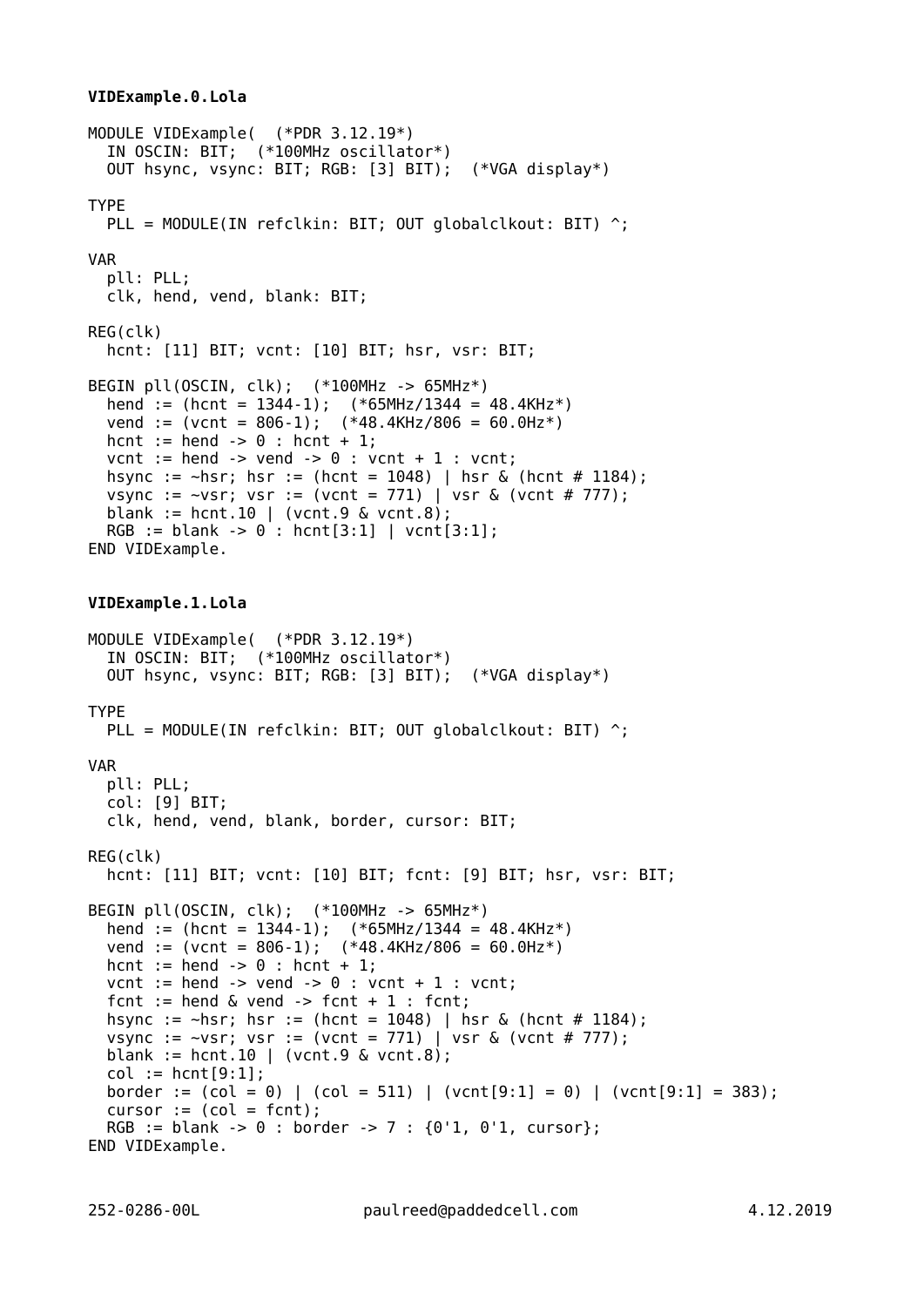**VIDExample.0.Lola**

```
MODULE VIDExample(  (*PDR 3.12.19*)
  IN OSCIN: BIT;  (*100MHz oscillator*)
  OUT hsync, vsync: BIT; RGB: [3] BIT);  (*VGA display*)

TYPE
  PLL = MODULE(IN refclkin: BIT; OUT globalclkout: BIT) ^;

VAR
  pll: PLL;
  clk, hend, vend, blank: BIT;

REG(clk)
  hcnt: [11] BIT; vcnt: [10] BIT; hsr, vsr: BIT;

BEGIN pll(OSCIN, clk);  (*100MHz -> 65MHz*)
  hend := (hcnt = 1344-1);  (*65MHz/1344 = 48.4KHz*)
  vend := (vcnt = 806-1);  (*48.4KHz/806 = 60.0Hz*)
  hcnt := hend -> 0 : hcnt + 1;
  vcnt := hend -> vend -> 0 : vcnt + 1 : vcnt;
  hsync := ~hsr; hsr := (hcnt = 1048) | hsr & (hcnt # 1184);
  vsync := ~vsr; vsr := (vcnt = 771) | vsr & (vcnt # 777);
  blank := hcnt.10 | (vcnt.9 & vcnt.8);
  RGB := blank -> 0 : hcnt[3:1] | vcnt[3:1];
END VIDExample.
```

**VIDExample.1.Lola**

```
MODULE VIDExample(  (*PDR 3.12.19*)
  IN OSCIN: BIT;  (*100MHz oscillator*)
  OUT hsync, vsync: BIT; RGB: [3] BIT);  (*VGA display*)

TYPE
  PLL = MODULE(IN refclkin: BIT; OUT globalclkout: BIT) ^;

VAR
  pll: PLL;
  col: [9] BIT;
  clk, hend, vend, blank, border, cursor: BIT;

REG(clk)
  hcnt: [11] BIT; vcnt: [10] BIT; fcnt: [9] BIT; hsr, vsr: BIT;

BEGIN pll(OSCIN, clk);  (*100MHz -> 65MHz*)
  hend := (hcnt = 1344-1);  (*65MHz/1344 = 48.4KHz*)
  vend := (vcnt = 806-1);  (*48.4KHz/806 = 60.0Hz*)
  hcnt := hend -> 0 : hcnt + 1;
  vcnt := hend -> vend -> 0 : vcnt + 1 : vcnt;
  fcnt := hend & vend -> fcnt + 1 : fcnt;
  hsync := ~hsr; hsr := (hcnt = 1048) | hsr & (hcnt # 1184);
  vsync := ~vsr; vsr := (vcnt = 771) | vsr & (vcnt # 777);
  blank := hcnt.10 | (vcnt.9 & vcnt.8);
  col := hcnt[9:1];
  border := (col = 0) | (col = 511) | (vcnt[9:1] = 0) | (vcnt[9:1] = 383);
  cursor := (col = fcnt);
  RGB := blank -> 0 : border -> 7 : {0'1, 0'1, cursor};
END VIDExample.
```

252-0286-00L paulreed@paddedcell.com 4.12.2019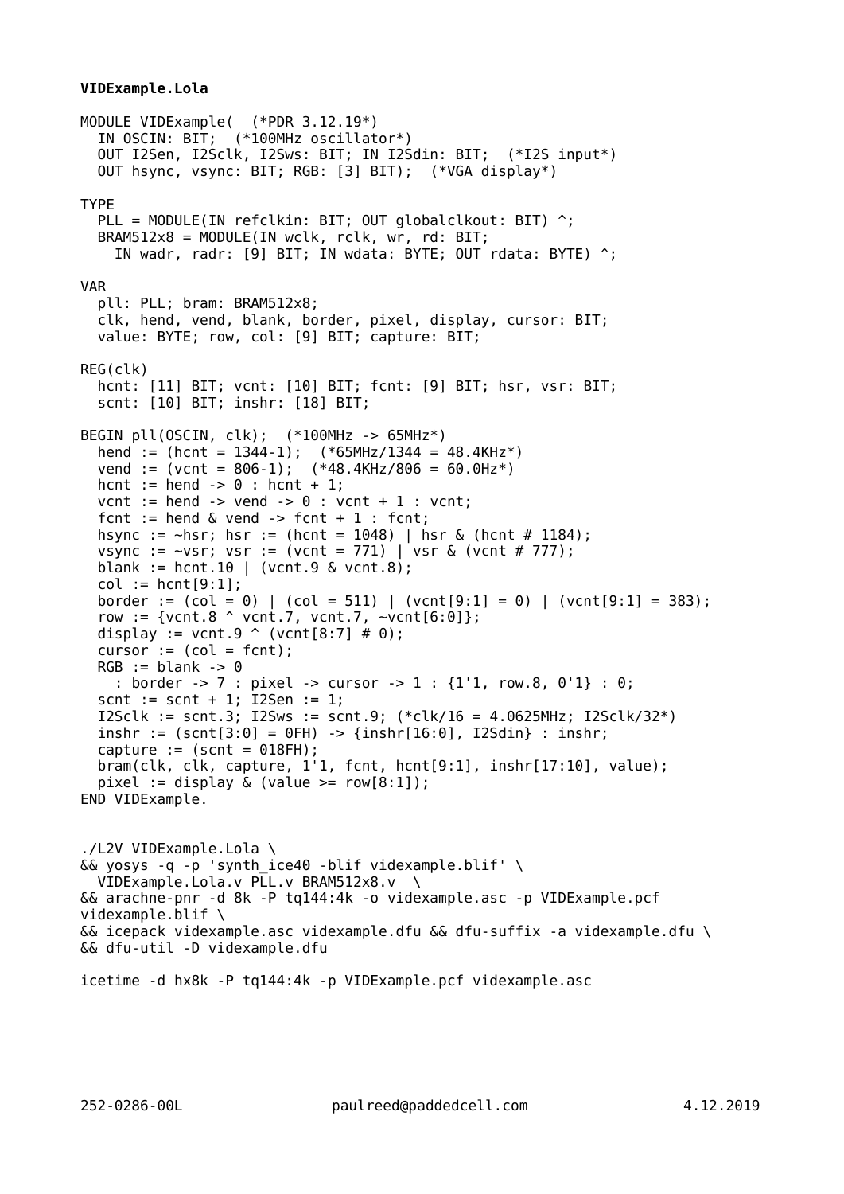**VIDExample.Lola**

```
MODULE VIDExample(  (*PDR 3.12.19*)
  IN OSCIN: BIT;  (*100MHz oscillator*)
  OUT I2Sen, I2Sclk, I2Sws: BIT; IN I2Sdin: BIT;  (*I2S input*)
  OUT hsync, vsync: BIT; RGB: [3] BIT);  (*VGA display*)

TYPE
  PLL = MODULE(IN refclkin: BIT; OUT globalclkout: BIT) ^;
  BRAM512x8 = MODULE(IN wclk, rclk, wr, rd: BIT;
    IN wadr, radr: [9] BIT; IN wdata: BYTE; OUT rdata: BYTE) ^;

VAR
  pll: PLL; bram: BRAM512x8;
  clk, hend, vend, blank, border, pixel, display, cursor: BIT;
  value: BYTE; row, col: [9] BIT; capture: BIT;

REG(clk)
  hcnt: [11] BIT; vcnt: [10] BIT; fcnt: [9] BIT; hsr, vsr: BIT;
  scnt: [10] BIT; inshr: [18] BIT;

BEGIN pll(OSCIN, clk);  (*100MHz -> 65MHz*)
  hend := (hcnt = 1344-1);  (*65MHz/1344 = 48.4KHz*)
  vend := (vcnt = 806-1);  (*48.4KHz/806 = 60.0Hz*)
  hcnt := hend -> 0 : hcnt + 1;
  vcnt := hend -> vend -> 0 : vcnt + 1 : vcnt;
  fcnt := hend & vend -> fcnt + 1 : fcnt;
  hsync := ~hsr; hsr := (hcnt = 1048) | hsr & (hcnt # 1184);
  vsync := ~vsr; vsr := (vcnt = 771) | vsr & (vcnt # 777);
  blank := hcnt.10 | (vcnt.9 & vcnt.8);
  col := hcnt[9:1];
  border := (col = 0) | (col = 511) | (vcnt[9:1] = 0) | (vcnt[9:1] = 383);
  row := {vcnt.8 ^ vcnt.7, vcnt.7, ~vcnt[6:0]};
  display := vcnt.9 ^ (vcnt[8:7] # 0);
  cursor := (col = fcnt);
  RGB := blank -> 0
    : border -> 7 : pixel -> cursor -> 1 : {1'1, row.8, 0'1} : 0;
  scnt := scnt + 1; I2Sen := 1;
  I2Sclk := scnt.3; I2Sws := scnt.9; (*clk/16 = 4.0625MHz; I2Sclk/32*)
  inshr := (scnt[3:0] = 0FH) -> {inshr[16:0], I2Sdin} : inshr;
  capture := (scnt = 018FH);
  bram(clk, clk, capture, 1'1, fcnt, hcnt[9:1], inshr[17:10], value);
  pixel := display & (value >= row[8:1]);
END VIDExample.
```

```
./L2V VIDExample.Lola \
&& yosys -q -p 'synth_ice40 -blif videxample.blif' \
  VIDExample.Lola.v PLL.v BRAM512x8.v  \
&& arachne-pnr -d 8k -P tq144:4k -o videxample.asc -p VIDExample.pcf
videxample.blif \
&& icepack videxample.asc videxample.dfu && dfu-suffix -a videxample.dfu \
&& dfu-util -D videxample.dfu

icetime -d hx8k -P tq144:4k -p VIDExample.pcf videxample.asc
```

252-0286-00L paulreed@paddedcell.com 4.12.2019